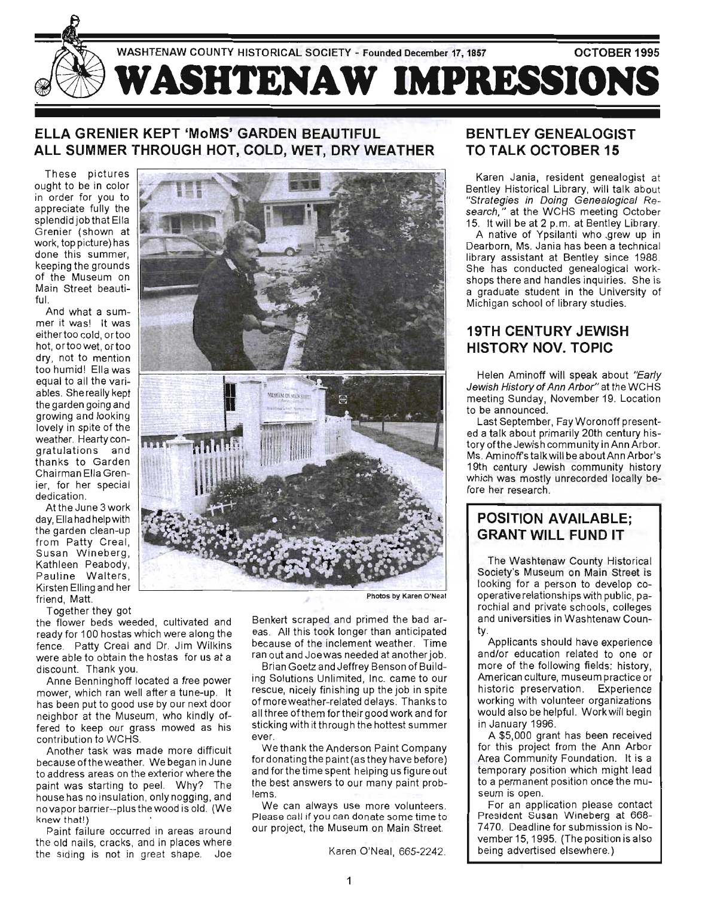WASHTENAW COUNTY HISTORICAL SOCIETY - Founded December 17, 1857 — OCTOBER 1995

# WASHTENAW IMPRESSIONS

## ELLA GRENIER KEPT 'MoMS' GARDEN BEAUTIFUL ALL SUMMER THROUGH HOT, COLD, WET, DRY WEATHER

These pictures ought to be in color in order for you to appreciate fully the splendid job that Ella Grenier (shown at work, top picture) has done this summer, keeping the grounds of the Museum on Main Street beautiful.

And what a summer it was! It was either too cold, or too hot, or too wet, or too dry, not to mention too humid! Ella was equal to all the variables. She really kept the garden going and growing and looking lovely in spite of the weather. Hearty congratulations and thanks to Garden Chairman Ella Grenier, for her special dedication.

At the June 3 work day, Ella had help with the garden clean-up from Patty Creal, Susan Wineberg, Kathleen Peabody, Pauline Walters, Kirsten Elling and her friend, Matt.

Photos by Karen O'Neal

Together they got the flower beds weeded, cultivated and ready for 100 hostas which were along the fence. Patty Creal and Dr. Jim Wilkins were able to obtain the hostas for us at a discount. Thank you.

Anne Benninghoff located a free power mower, which ran well after a tune-up. It has been put to good use by our next door neighbor at the Museum, who kindly offered to keep our grass mowed as his contribution to WCHS.

Another task was made more difficult because of the weather. We began in June to address areas on the exterior where the paint was starting to peel. Why? The house has no insulation, only nogging, and no vapor barrier--plus the wood is old. (We knew that!)

Paint failure occurred in areas around the old nails, cracks, and in places where the siding is not in great shape. Joe Benkert scraped and primed the bad areas. All this took longer than anticipated because of the inclement weather. Time ran out and Joe was needed at another job.

Brian Goetz and Jeffrey Benson of Building Solutions Unlimited, Inc. came to our rescue, nicely finishing up the job in spite of more weather-related delays. Thanks to all three of them for their good work and for sticking with it through the hottest summer ever.

We thank the Anderson Paint Company for donating the paint (as they have before) and for the time spent helping us figure out the best answers to our many paint problems.

We can always use more volunteers. Please call if you can donate some time to our project, the Museum on Main Street.

Karen O'Neal, 665-2242.

## BENTLEY GENEALOGIST TO TALK OCTOBER 15

Karen Jania, resident genealogist at Bentley Historical Library, will talk about *"Strategies in Doing Genealogical Research,"* at the WCHS meeting October 15. It will be at 2 p.m. at Bentley Library.

A native of Ypsilanti who grew up in Dearborn, Ms. Jania has been a technical library assistant at Bentley since 1988. She has conducted genealogical workshops there and handles inquiries. She is a graduate student in the University of Michigan school of library studies.

## 19TH CENTURY JEWISH HISTORY NOV. TOPIC

Helen Aminoff will speak about *"Early Jewish History of Ann Arbor"* at the WCHS meeting Sunday, November 19. Location to be announced.

Last September, Fay Woronoff presented a talk about primarily 20th century history of the Jewish community in Ann Arbor. Ms. Aminoff's talk will be about Ann Arbor's 19th century Jewish community history which was mostly unrecorded locally before her research.

## POSITION AVAILABLE; GRANT WILL FUND IT

The Washtenaw County Historical Society's Museum on Main Street is looking for a person to develop cooperative relationships with public, parochial and private schools, colleges and universities in Washtenaw County.

Applicants should have experience and/or education related to one or more of the following fields: history, American culture, museum practice or historic preservation. Experience working with volunteer organizations would also be helpful. Work will begin in January 1996.

A $5,000 grant has been received for this project from the Ann Arbor Area Community Foundation. It is a temporary position which might lead to a permanent position once the museum is open.

For an application please contact President Susan Wineberg at 668-7470. Deadline for submission is November 15, 1995. (The position is also being advertised elsewhere.)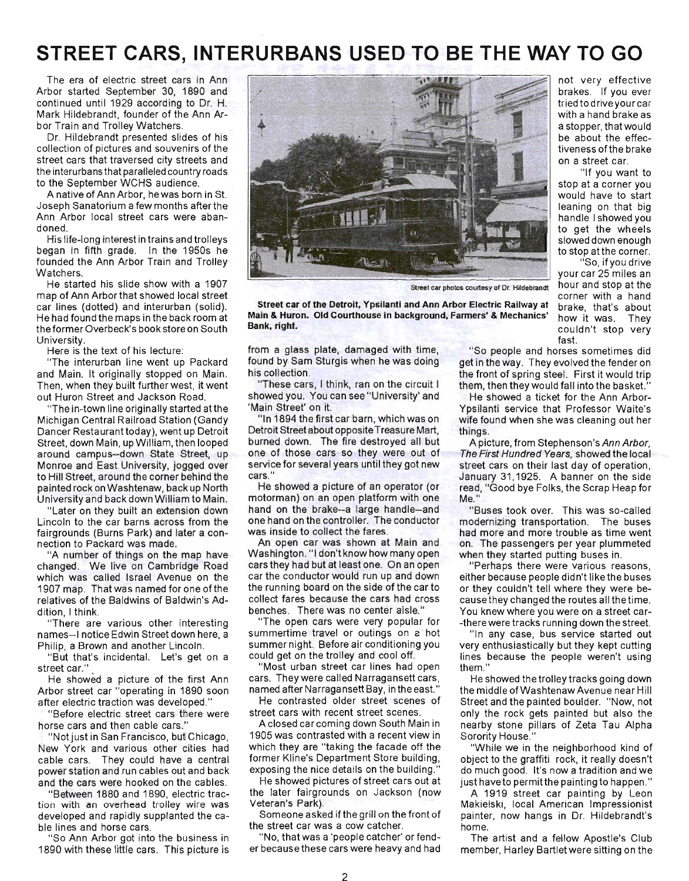# STREET CARS, INTERURBANS USED TO BE THE WAY TO GO

The era of electric street cars in Ann Arbor started September 30, 1890 and continued until 1929 according to Dr. H. Mark Hildebrandt, founder of the Ann Arbor Train and Trolley Watchers.

Dr. Hildebrandt presented slides of his collection of pictures and souvenirs of the street cars that traversed city streets and the interurbans that paralleled country roads to the September WCHS audience.

A native of Ann Arbor, he was born in St. Joseph Sanatorium a few months after the Ann Arbor local street cars were abandoned.

His life-long interest in trains and trolleys began in fifth grade. In the 1950s he founded the Ann Arbor Train and Trolley Watchers.

He started his slide show with a 1907 map of Ann Arbor that showed local street car lines (dotted) and interurban (solid). He had found the maps in the back room at the former Overbeck's book store on South University.

Here is the text of his lecture:

"The interurban line went up Packard and Main. It originally stopped on Main. Then, when they built further west, it went out Huron Street and Jackson Road.

"The in-town line originally started at the Michigan Central Railroad Station (Gandy Dancer Restaurant today), went up Detroit Street, down Main, up William, then looped around campus--down State Street, up Monroe and East University, jogged over to Hill Street, around the corner behind the painted rock on Washtenaw, back up North University and back down William to Main.

"Later on they built an extension down Lincoln to the car barns across from the fairgrounds (Burns Park) and later a connection to Packard was made.

"A number of things on the map have changed. We live on Cambridge Road which was called Israel Avenue on the 1907 map. That was named for one of the relatives of the Baldwins of Baldwin's Addition, I think.

"There are various other interesting names--I notice Edwin Street down here, a Philip, a Brown and another Lincoln.

"But that's incidental. Let's get on a street car."

He showed a picture of the first Ann Arbor street car "operating in 1890 soon after electric traction was developed."

"Before electric street cars there were horse cars and then cable cars."

"Not just in San Francisco, but Chicago, New York and various other cities had cable cars. They could have a central power station and run cables out and back and the cars were hooked on the cables.

"Between 1880 and 1890, electric traction with an overhead trolley wire was developed and rapidly supplanted the cable lines and horse cars.

"So Ann Arbor got into the business in 1890 with these little cars. This picture is from a glass plate, damaged with time, found by Sam Sturgis when he was doing his collection.

Street car photos courtesy of Dr. Hildebrandt

**Street car of the Detroit, Ypsilanti and Ann Arbor Electric Railway at Main & Huron. Old Courthouse in background, Farmers' & Mechanics' Bank, right.**

"These cars, I think, ran on the circuit I showed you. You can see "University' and 'Main Street' on it.

"In 1894 the first car barn, which was on Detroit Street about opposite Treasure Mart, burned down. The fire destroyed all but one of those cars so they were out of service for several years until they got new cars."

He showed a picture of an operator (or motorman) on an open platform with one hand on the brake--a large handle--and one hand on the controller. The conductor was inside to collect the fares.

An open car was shown at Main and Washington. "I don't know how many open cars they had but at least one. On an open car the conductor would run up and down the running board on the side of the car to collect fares because the cars had cross benches. There was no center aisle."

"The open cars were very popular for summertime travel or outings on a hot summer night. Before air conditioning you could get on the trolley and cool off.

"Most urban street car lines had open cars. They were called Narragansett cars, named after Narragansett Bay, in the east."

He contrasted older street scenes of street cars with recent street scenes.

A closed car coming down South Main in 1905 was contrasted with a recent view in which they are "taking the facade off the former Kline's Department Store building, exposing the nice details on the building."

He showed pictures of street cars out at the later fairgrounds on Jackson (now Veteran's Park).

Someone asked if the grill on the front of the street car was a cow catcher.

"No, that was a 'people catcher' or fender because these cars were heavy and had not very effective brakes. If you ever tried to drive your car with a hand brake as a stopper, that would be about the effectiveness of the brake on a street car.

"If you want to stop at a corner you would have to start leaning on that big handle I showed you to get the wheels slowed down enough to stop at the corner.

"So, if you drive your car 25 miles an hour and stop at the corner with a hand brake, that's about how it was. They couldn't stop very fast.

"So people and horses sometimes did get in the way. They evolved the fender on the front of spring steel. First it would trip them, then they would fall into the basket."

He showed a ticket for the Ann Arbor-Ypsilanti service that Professor Waite's wife found when she was cleaning out her things.

A picture, from Stephenson's *Ann Arbor, The First Hundred Years*, showed the local street cars on their last day of operation, January 31, 1925. A banner on the side read, "Good bye Folks, the Scrap Heap for Me."

"Buses took over. This was so-called modernizing transportation. The buses had more and more trouble as time went on. The passengers per year plummeted when they started putting buses in.

"Perhaps there were various reasons, either because people didn't like the buses or they couldn't tell where they were because they changed the routes all the time. You knew where you were on a street car--there were tracks running down the street.

"In any case, bus service started out very enthusiastically but they kept cutting lines because the people weren't using them."

He showed the trolley tracks going down the middle of Washtenaw Avenue near Hill Street and the painted boulder. "Now, not only the rock gets painted but also the nearby stone pillars of Zeta Tau Alpha Sorority House."

"While we in the neighborhood kind of object to the graffiti rock, it really doesn't do much good. It's now a tradition and we just have to permit the painting to happen."

A 1919 street car painting by Leon Makielski, local American Impressionist painter, now hangs in Dr. Hildebrandt's home.

The artist and a fellow Apostle's Club member, Harley Bartlet were sitting on the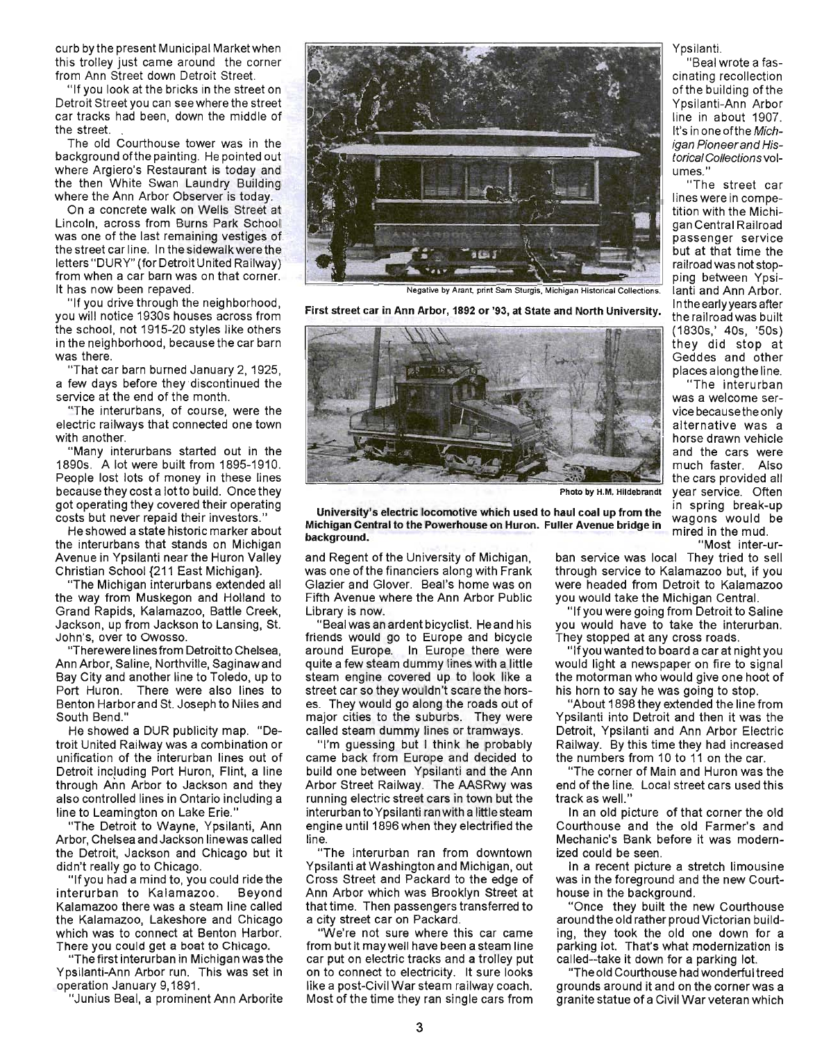curb by the present Municipal Market when this trolley just came around the corner from Ann Street down Detroit Street.

"If you look at the bricks in the street on Detroit Street you can see where the street car tracks had been, down the middle of the street.

The old Courthouse tower was in the background of the painting. He pointed out where Argiero's Restaurant is today and the then White Swan Laundry Building where the Ann Arbor Observer is today.

On a concrete walk on Wells Street at Lincoln, across from Burns Park School was one of the last remaining vestiges of the street car line. In the sidewalk were the letters "DURY" (for Detroit United Railway) from when a car barn was on that corner. It has now been repaved.

"If you drive through the neighborhood, you will notice 1930s houses across from the school, not 1915-20 styles like others in the neighborhood, because the car barn was there.

"That car barn burned January 2, 1925, a few days before they discontinued the service at the end of the month.

"The interurbans, of course, were the electric railways that connected one town with another.

"Many interurbans started out in the 1890s. A lot were built from 1895-1910. People lost lots of money in these lines because they cost a lot to build. Once they got operating they covered their operating costs but never repaid their investors."

He showed a state historic marker about the interurbans that stands on Michigan Avenue in Ypsilanti near the Huron Valley Christian School {211 East Michigan}.

"The Michigan interurbans extended all the way from Muskegon and Holland to Grand Rapids, Kalamazoo, Battle Creek, Jackson, up from Jackson to Lansing, St. John's, over to Owosso.

"There were lines from Detroit to Chelsea, Ann Arbor, Saline, Northville, Saginaw and Bay City and another line to Toledo, up to Port Huron. There were also lines to Benton Harbor and St. Joseph to Niles and South Bend."

He showed a DUR publicity map. "Detroit United Railway was a combination or unification of the interurban lines out of Detroit including Port Huron, Flint, a line through Ann Arbor to Jackson and they also controlled lines in Ontario including a line to Leamington on Lake Erie."

"The Detroit to Wayne, Ypsilanti, Ann Arbor, Chelsea and Jackson line was called the Detroit, Jackson and Chicago but it didn't really go to Chicago.

"If you had a mind to, you could ride the interurban to Kalamazoo. Beyond Kalamazoo there was a steam line called the Kalamazoo, Lakeshore and Chicago which was to connect at Benton Harbor. There you could get a boat to Chicago.

"The first interurban in Michigan was the Ypsilanti-Ann Arbor run. This was set in operation January 9, 1891.

"Junius Beal, a prominent Ann Arborite and Regent of the University of Michigan, was one of the financiers along with Frank Glazier and Glover. Beal's home was on Fifth Avenue where the Ann Arbor Public Library is now.

"Beal was an ardent bicyclist. He and his friends would go to Europe and bicycle around Europe. In Europe there were quite a few steam dummy lines with a little steam engine covered up to look like a street car so they wouldn't scare the horses. They would go along the roads out of major cities to the suburbs. They were called steam dummy lines or tramways.

"I'm guessing but I think he probably came back from Europe and decided to build one between Ypsilanti and the Ann Arbor Street Railway. The AASRwy was running electric street cars in town but the interurban to Ypsilanti ran with a little steam engine until 1896 when they electrified the line.

"The interurban ran from downtown Ypsilanti at Washington and Michigan, out Cross Street and Packard to the edge of Ann Arbor which was Brooklyn Street at that time. Then passengers transferred to a city street car on Packard.

"We're not sure where this car came from but it may well have been a steam line car put on electric tracks and a trolley put on to connect to electricity. It sure looks like a post-Civil War steam railway coach. Most of the time they ran single cars from Ypsilanti.

Negative by Arant, print Sam Sturgis, Michigan Historical Collections.

**First street car in Ann Arbor, 1892 or '93, at State and North University.**

Photo by H.M. Hildebrandt

**University's electric locomotive which used to haul coal up from the Michigan Central to the Powerhouse on Huron. Fuller Avenue bridge in background.**

"Beal wrote a fascinating recollection of the building of the Ypsilanti-Ann Arbor line in about 1907. It's in one of the *Michigan Pioneer and Historical Collections* volumes."

"The street car lines were in competition with the Michigan Central Railroad passenger service but at that time the railroad was not stopping between Ypsilanti and Ann Arbor. In the early years after the railroad was built (1830s,' 40s, '50s) they did stop at Geddes and other places along the line.

"The interurban was a welcome service because the only alternative was a horse drawn vehicle and the cars were much faster. Also the cars provided all year service. Often in spring break-up wagons would be mired in the mud.

"Most inter-urban service was local They tried to sell through service to Kalamazoo but, if you were headed from Detroit to Kalamazoo you would take the Michigan Central.

"If you were going from Detroit to Saline you would have to take the interurban. They stopped at any cross roads.

"If you wanted to board a car at night you would light a newspaper on fire to signal the motorman who would give one hoot of his horn to say he was going to stop.

"About 1898 they extended the line from Ypsilanti into Detroit and then it was the Detroit, Ypsilanti and Ann Arbor Electric Railway. By this time they had increased the numbers from 10 to 11 on the car.

"The corner of Main and Huron was the end of the line. Local street cars used this track as well."

In an old picture of that corner the old Courthouse and the old Farmer's and Mechanic's Bank before it was modernized could be seen.

In a recent picture a stretch limousine was in the foreground and the new Courthouse in the background.

"Once they built the new Courthouse around the old rather proud Victorian building, they took the old one down for a parking lot. That's what modernization is called--take it down for a parking lot.

"The old Courthouse had wonderful treed grounds around it and on the corner was a granite statue of a Civil War veteran which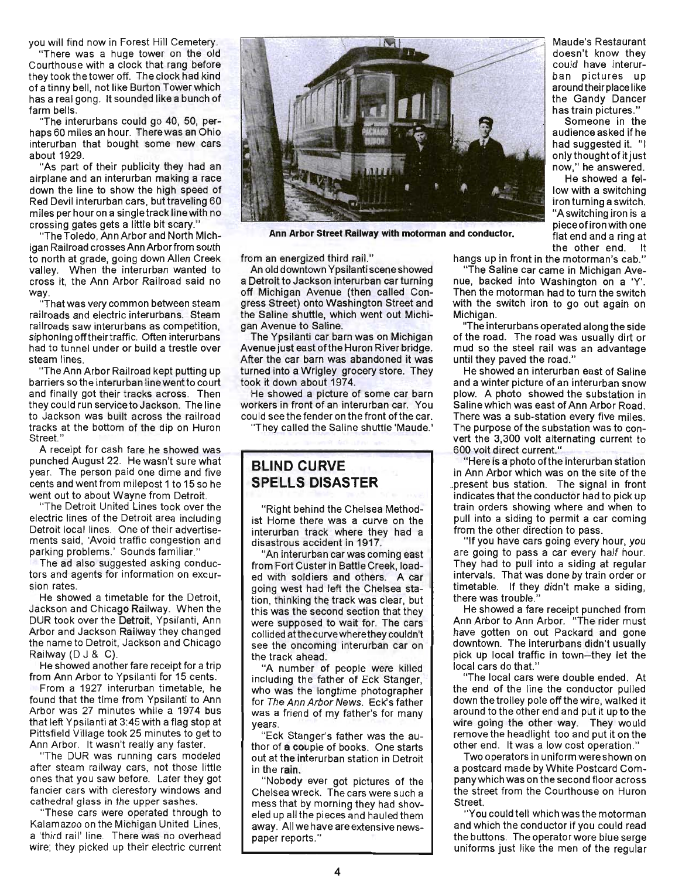you will find now in Forest Hill Cemetery.

"There was a huge tower on the old Courthouse with a clock that rang before they took the tower off. The clock had kind of a tinny bell, not like Burton Tower which has a real gong. It sounded like a bunch of farm bells.

"The interurbans could go 40, 50, perhaps 60 miles an hour. There was an Ohio interurban that bought some new cars about 1929.

"As part of their publicity they had an airplane and an interurban making a race down the line to show the high speed of Red Devil interurban cars, but traveling 60 miles per hour on a single track line with no crossing gates gets a little bit scary."

"The Toledo, Ann Arbor and North Michigan Railroad crosses Ann Arbor from south to north at grade, going down Allen Creek valley. When the interurban wanted to cross it, the Ann Arbor Railroad said no way.

"That was very common between steam railroads and electric interurbans. Steam railroads saw interurbans as competition, siphoning off their traffic. Often interurbans had to tunnel under or build a trestle over steam lines.

"The Ann Arbor Railroad kept putting up barriers so the interurban line went to court and finally got their tracks across. Then they could run service to Jackson. The line to Jackson was built across the railroad tracks at the bottom of the dip on Huron Street."

A receipt for cash fare he showed was punched August 22. He wasn't sure what year. The person paid one dime and five cents and went from milepost 1 to 15 so he went out to about Wayne from Detroit.

"The Detroit United Lines took over the electric lines of the Detroit area including Detroit local lines. One of their advertisements said, 'Avoid traffic congestion and parking problems.' Sounds familiar."

The ad also suggested asking conductors and agents for information on excursion rates.

He showed a timetable for the Detroit, Jackson and Chicago Railway. When the DUR took over the Detroit, Ypsilanti, Ann Arbor and Jackson Railway they changed the name to Detroit, Jackson and Chicago Railway (D J & C).

He showed another fare receipt for a trip from Ann Arbor to Ypsilanti for 15 cents.

From a 1927 interurban timetable, he found that the time from Ypsilanti to Ann Arbor was 27 minutes while a 1974 bus that left Ypsilanti at 3:45 with a flag stop at Pittsfield Village took 25 minutes to get to Ann Arbor. It wasn't really any faster.

"The DUR was running cars modeled after steam railway cars, not those little ones that you saw before. Later they got fancier cars with clerestory windows and cathedral glass in the upper sashes.

"These cars were operated through to Kalamazoo on the Michigan United Lines, a 'third rail' line. There was no overhead wire; they picked up their electric current from an energized third rail."

**Ann Arbor Street Railway with motorman and conductor.**

An old downtown Ypsilanti scene showed a Detroit to Jackson interurban car turning off Michigan Avenue (then called Congress Street) onto Washington Street and the Saline shuttle, which went out Michigan Avenue to Saline.

The Ypsilanti car barn was on Michigan Avenue just east of the Huron River bridge. After the car barn was abandoned it was turned into a Wrigley grocery store. They took it down about 1974.

He showed a picture of some car barn workers in front of an interurban car. You could see the fender on the front of the car.

"They called the Saline shuttle 'Maude.' Maude's Restaurant doesn't know they could have interurban pictures up around their place like the Gandy Dancer has train pictures."

Someone in the audience asked if he had suggested it. "I only thought of it just now," he answered.

He showed a fellow with a switching iron turning a switch. "A switching iron is a piece of iron with one flat end and a ring at the other end. It hangs up in front in the motorman's cab."

"The Saline car came in Michigan Avenue, backed into Washington on a 'Y'. Then the motorman had to turn the switch with the switch iron to go out again on Michigan.

"The interurbans operated along the side of the road. The road was usually dirt or mud so the steel rail was an advantage until they paved the road."

He showed an interurban east of Saline and a winter picture of an interurban snow plow. A photo showed the substation in Saline which was east of Ann Arbor Road. There was a sub-station every five miles. The purpose of the substation was to convert the 3,300 volt alternating current to 600 volt direct current."

"Here is a photo of the interurban station in Ann Arbor which was on the site of the present bus station. The signal in front indicates that the conductor had to pick up train orders showing where and when to pull into a siding to permit a car coming from the other direction to pass.

"If you have cars going every hour, you are going to pass a car every half hour. They had to pull into a siding at regular intervals. That was done by train order or timetable. If they didn't make a siding, there was trouble."

He showed a fare receipt punched from Ann Arbor to Ann Arbor. "The rider must have gotten on out Packard and gone downtown. The interurbans didn't usually pick up local traffic in town–they let the local cars do that."

"The local cars were double ended. At the end of the line the conductor pulled down the trolley pole off the wire, walked it around to the other end and put it up to the wire going the other way. They would remove the headlight too and put it on the other end. It was a low cost operation."

Two operators in uniform were shown on a postcard made by White Postcard Company which was on the second floor across the street from the Courthouse on Huron Street.

"You could tell which was the motorman and which the conductor if you could read the buttons. The operator wore blue serge uniforms just like the men of the regular

## BLIND CURVE SPELLS DISASTER

"Right behind the Chelsea Methodist Home there was a curve on the interurban track where they had a disastrous accident in 1917.

"An interurban car was coming east from Fort Custer in Battle Creek, loaded with soldiers and others. A car going west had left the Chelsea station, thinking the track was clear, but this was the second section that they were supposed to wait for. The cars collided at the curve where they couldn't see the oncoming interurban car on the track ahead.

"A number of people were killed including the father of Eck Stanger, who was the longtime photographer for *The Ann Arbor News*. Eck's father was a friend of my father's for many years.

"Eck Stanger's father was the author of a couple of books. One starts out at the interurban station in Detroit in the rain.

"Nobody ever got pictures of the Chelsea wreck. The cars were such a mess that by morning they had shoveled up all the pieces and hauled them away. All we have are extensive newspaper reports."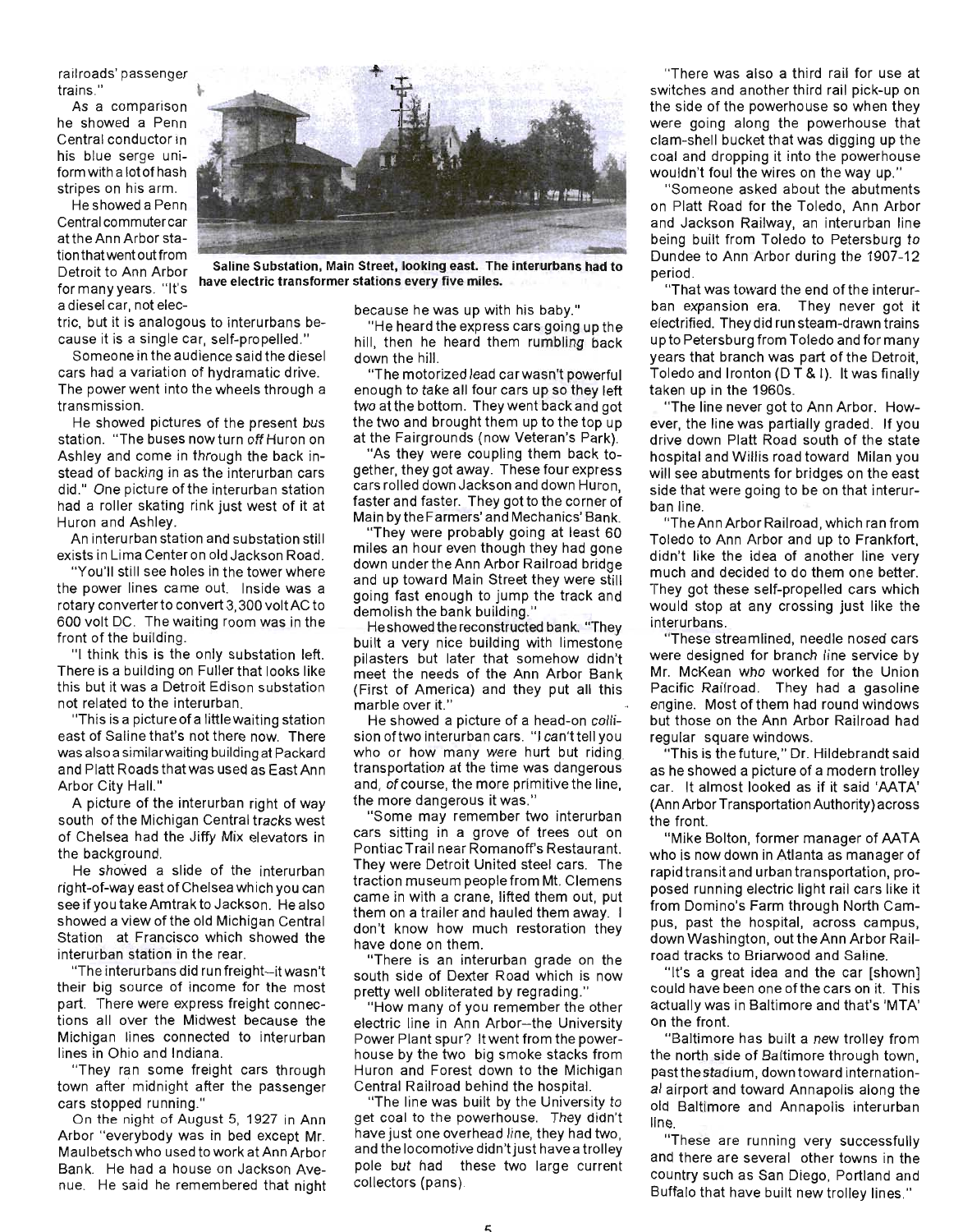railroads' passenger trains."

As a comparison he showed a Penn Central conductor in his blue serge uniform with a lot of hash stripes on his arm.

He showed a Penn Central commuter car at the Ann Arbor station that went out from Detroit to Ann Arbor for many years. "It's a diesel car, not electric, but it is analogous to interurbans because it is a single car, self-propelled."

Someone in the audience said the diesel cars had a variation of hydramatic drive. The power went into the wheels through a transmission.

He showed pictures of the present bus station. "The buses now turn off Huron on Ashley and come in through the back instead of backing in as the interurban cars did." One picture of the interurban station had a roller skating rink just west of it at Huron and Ashley.

An interurban station and substation still exists in Lima Center on old Jackson Road.

"You'll still see holes in the tower where the power lines came out. Inside was a rotary converter to convert 3,300 volt AC to 600 volt DC. The waiting room was in the front of the building.

"I think this is the only substation left. There is a building on Fuller that looks like this but it was a Detroit Edison substation not related to the interurban.

"This is a picture of a little waiting station east of Saline that's not there now. There was also a similar waiting building at Packard and Platt Roads that was used as East Ann Arbor City Hall."

A picture of the interurban right of way south of the Michigan Central tracks west of Chelsea had the Jiffy Mix elevators in the background.

He showed a slide of the interurban right-of-way east of Chelsea which you can see if you take Amtrak to Jackson. He also showed a view of the old Michigan Central Station at Francisco which showed the interurban station in the rear.

"The interurbans did run freight--it wasn't their big source of income for the most part. There were express freight connections all over the Midwest because the Michigan lines connected to interurban lines in Ohio and Indiana.

"They ran some freight cars through town after midnight after the passenger cars stopped running."

On the night of August 5, 1927 in Ann Arbor "everybody was in bed except Mr. Maulbetsch who used to work at Ann Arbor Bank. He had a house on Jackson Avenue. He said he remembered that night because he was up with his baby."

**Saline Substation, Main Street, looking east. The interurbans had to have electric transformer stations every five miles.**

"He heard the express cars going up the hill, then he heard them rumbling back down the hill.

"The motorized lead car wasn't powerful enough to take all four cars up so they left two at the bottom. They went back and got the two and brought them up to the top up at the Fairgrounds (now Veteran's Park).

"As they were coupling them back together, they got away. These four express cars rolled down Jackson and down Huron, faster and faster. They got to the corner of Main by the Farmers' and Mechanics' Bank.

"They were probably going at least 60 miles an hour even though they had gone down under the Ann Arbor Railroad bridge and up toward Main Street they were still going fast enough to jump the track and demolish the bank building."

He showed the reconstructed bank. "They built a very nice building with limestone pilasters but later that somehow didn't meet the needs of the Ann Arbor Bank (First of America) and they put all this marble over it."

He showed a picture of a head-on collision of two interurban cars. "I can't tell you who or how many were hurt but riding transportation at the time was dangerous and, of course, the more primitive the line, the more dangerous it was."

"Some may remember two interurban cars sitting in a grove of trees out on Pontiac Trail near Romanoff's Restaurant. They were Detroit United steel cars. The traction museum people from Mt. Clemens came in with a crane, lifted them out, put them on a trailer and hauled them away. I don't know how much restoration they have done on them.

"There is an interurban grade on the south side of Dexter Road which is now pretty well obliterated by regrading."

"How many of you remember the other electric line in Ann Arbor--the University Power Plant spur? It went from the powerhouse by the two big smoke stacks from Huron and Forest down to the Michigan Central Railroad behind the hospital.

"The line was built by the University to get coal to the powerhouse. They didn't have just one overhead line, they had two, and the locomotive didn't just have a trolley pole but had these two large current collectors (pans).

"There was also a third rail for use at switches and another third rail pick-up on the side of the powerhouse so when they were going along the powerhouse that clam-shell bucket that was digging up the coal and dropping it into the powerhouse wouldn't foul the wires on the way up."

"Someone asked about the abutments on Platt Road for the Toledo, Ann Arbor and Jackson Railway, an interurban line being built from Toledo to Petersburg to Dundee to Ann Arbor during the 1907-12 period.

"That was toward the end of the interurban expansion era. They never got it electrified. They did run steam-drawn trains up to Petersburg from Toledo and for many years that branch was part of the Detroit, Toledo and Ironton (D T & I). It was finally taken up in the 1960s.

"The line never got to Ann Arbor. However, the line was partially graded. If you drive down Platt Road south of the state hospital and Willis road toward Milan you will see abutments for bridges on the east side that were going to be on that interurban line.

"The Ann Arbor Railroad, which ran from Toledo to Ann Arbor and up to Frankfort, didn't like the idea of another line very much and decided to do them one better. They got these self-propelled cars which would stop at any crossing just like the interurbans.

"These streamlined, needle nosed cars were designed for branch line service by Mr. McKean who worked for the Union Pacific Railroad. They had a gasoline engine. Most of them had round windows but those on the Ann Arbor Railroad had regular square windows.

"This is the future," Dr. Hildebrandt said as he showed a picture of a modern trolley car. It almost looked as if it said 'AATA' (Ann Arbor Transportation Authority) across the front.

"Mike Bolton, former manager of AATA who is now down in Atlanta as manager of rapid transit and urban transportation, proposed running electric light rail cars like it from Domino's Farm through North Campus, past the hospital, across campus, down Washington, out the Ann Arbor Railroad tracks to Briarwood and Saline.

"It's a great idea and the car [shown] could have been one of the cars on it. This actually was in Baltimore and that's 'MTA' on the front.

"Baltimore has built a new trolley from the north side of Baltimore through town, past the stadium, down toward international airport and toward Annapolis along the old Baltimore and Annapolis interurban line.

"These are running very successfully and there are several other towns in the country such as San Diego, Portland and Buffalo that have built new trolley lines."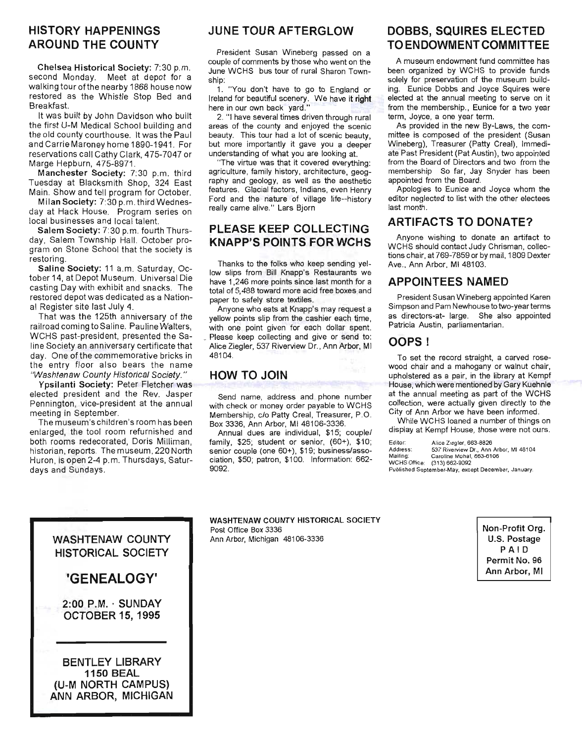## HISTORY HAPPENINGS AROUND THE COUNTY

**Chelsea Historical Society:** 7:30 p.m. second Monday. Meet at depot for a walking tour of the nearby 1868 house now restored as the Whistle Stop Bed and Breakfast.

It was built by John Davidson who built the first U-M Medical School building and the old county courthouse. It was the Paul and Carrie Maroney home 1890-1941. For reservations call Cathy Clark, 475-7047 or Marge Hepburn, 475-8971.

**Manchester Society:** 7:30 p.m. third Tuesday at Blacksmith Shop, 324 East Main. Show and tell program for October.

**Milan Society:** 7:30 p.m. third Wednesday at Hack House. Program series on local businesses and local talent.

**Salem Society:** 7:30 p.m. fourth Thursday, Salem Township Hall. October program on Stone School that the society is restoring.

**Saline Society:** 11 a.m. Saturday, October 14, at Depot Museum. Universal Die casting Day with exhibit and snacks. The restored depot was dedicated as a National Register site last July 4.

That was the 125th anniversary of the railroad coming to Saline. Pauline Walters, WCHS past-president, presented the Saline Society an anniversary certificate that day. One of the commemorative bricks in the entry floor also bears the name *"Washtenaw County Historical Society."*

**Ypsilanti Society:** Peter Fletcher was elected president and the Rev. Jasper Pennington, vice-president at the annual meeting in September.

The museum's children's room has been enlarged, the tool room refurnished and both rooms redecorated, Doris Milliman, historian, reports. The museum, 220 North Huron, is open 2-4 p.m. Thursdays, Saturdays and Sundays.

## JUNE TOUR AFTERGLOW

President Susan Wineberg passed on a couple of comments by those who went on the June WCHS bus tour of rural Sharon Township:

1. "You don't have to go to England or Ireland for beautiful scenery. We have it right here in our own back yard."

2. "I have several times driven through rural areas of the county and enjoyed the scenic beauty. This tour had a lot of scenic beauty, but more importantly it gave you a deeper understanding of what you are looking at.

"The virtue was that it covered everything: agriculture, family history, architecture, geography and geology, as well as the aesthetic features. Glacial factors, Indians, even Henry Ford and the nature of village life--history really came alive." Lars Bjorn

## PLEASE KEEP COLLECTING KNAPP'S POINTS FOR WCHS

Thanks to the folks who keep sending yellow slips from Bill Knapp's Restaurants we have 1,246 more points since last month for a total of 5,488 toward more acid free boxes and paper to safely store textiles.

Anyone who eats at Knapp's may request a yellow points slip from the cashier each time, with one point given for each dollar spent. Please keep collecting and give or send to: Alice Ziegler, 537 Riverview Dr., Ann Arbor, MI 48104.

## HOW TO JOIN

Send name, address and phone number with check or money order payable to WCHS Membership, c/o Patty Creal, Treasurer, P.O. Box 3336, Ann Arbor, MI 48106-3336.

Annual dues are individual, $15; couple/family, $25; student or senior, (60+), $10; senior couple (one 60+), $19; business/association, $50; patron, $100. Information: 662-9092.

## DOBBS, SQUIRES ELECTED TO ENDOWMENT COMMITTEE

A museum endowment fund committee has been organized by WCHS to provide funds solely for preservation of the museum building. Eunice Dobbs and Joyce Squires were elected at the annual meeting to serve on it from the membership., Eunice for a two year term, Joyce, a one year term.

As provided in the new By-Laws, the committee is composed of the president (Susan Wineberg), Treasurer (Patty Creal), Immediate Past President (Pat Austin), two appointed from the Board of Directors and two from the membership So far, Jay Snyder has been appointed from the Board.

Apologies to Eunice and Joyce whom the editor neglected to list with the other electees last month.

## ARTIFACTS TO DONATE?

Anyone wishing to donate an artifact to WCHS should contact Judy Chrisman, collections chair, at 769-7859 or by mail, 1809 Dexter Ave., Ann Arbor, MI 48103.

## APPOINTEES NAMED

President Susan Wineberg appointed Karen Simpson and Pam Newhouse to two-year terms as directors-at- large. She also appointed Patricia Austin, parliamentarian.

## OOPS !

To set the record straight, a carved rosewood chair and a mahogany or walnut chair, upholstered as a pair, in the library at Kempf House, which were mentioned by Gary Kuehnle at the annual meeting as part of the WCHS collection, were actually given directly to the City of Ann Arbor we have been informed.

While WCHS loaned a number of things on display at Kempf House, those were not ours.

Editor: Alice Ziegler, 663-8826
Address: 537 Riverview Dr., Ann Arbor, MI 48104
Mailing: Caroline Mohal, 663-6106
WCHS Office: (313) 662-9092
Published September-May, except December, January.

---

WASHTENAW COUNTY HISTORICAL SOCIETY

**'GENEALOGY'**

2:00 P.M. · SUNDAY
OCTOBER 15, 1995

BENTLEY LIBRARY
1150 BEAL
(U-M NORTH CAMPUS)
ANN ARBOR, MICHIGAN

---

**WASHTENAW COUNTY HISTORICAL SOCIETY**
Post Office Box 3336
Ann Arbor, Michigan 48106-3336

Non-Profit Org.
U.S. Postage
PAID
Permit No. 96
Ann Arbor, MI